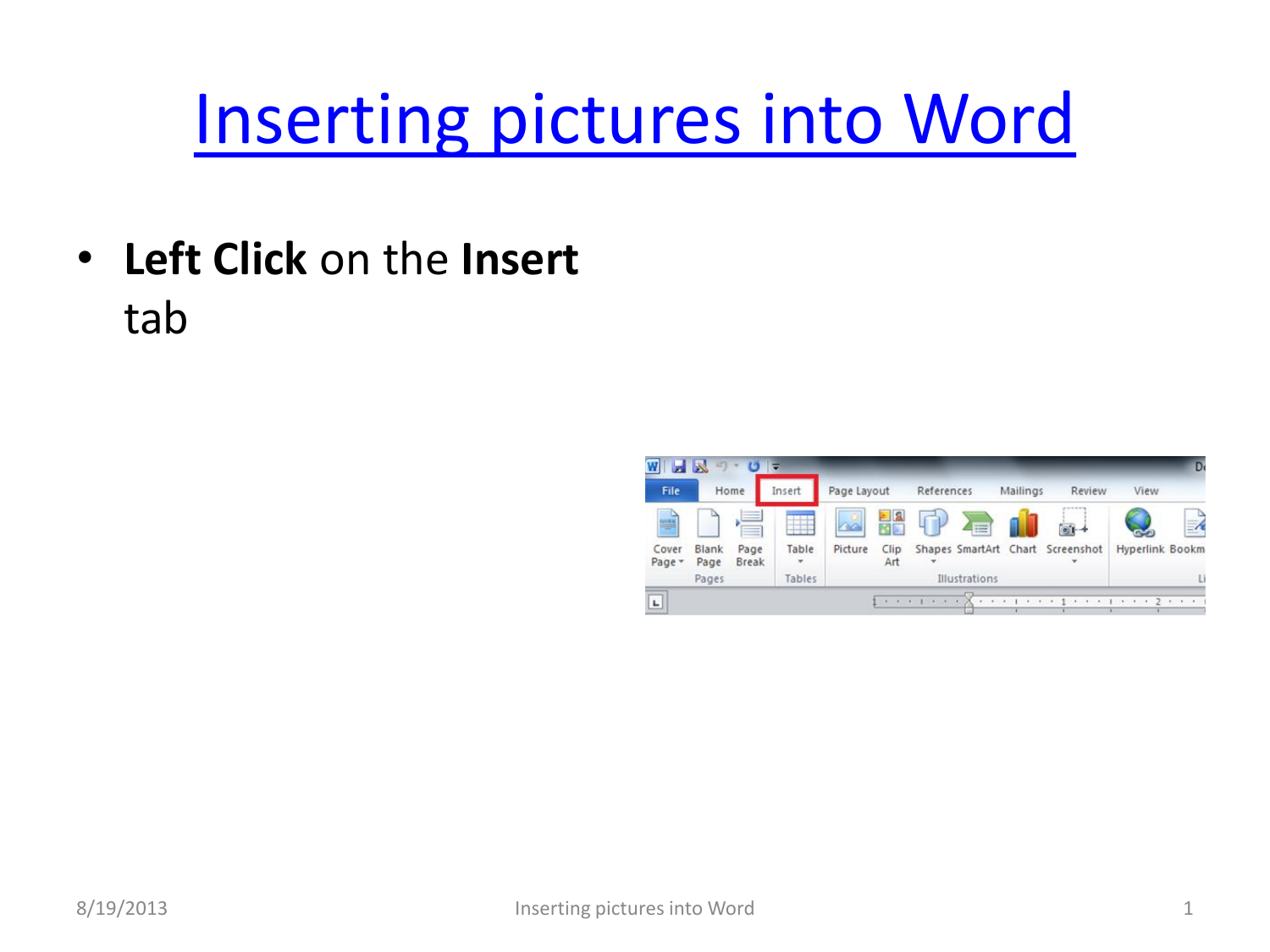# Inserting pictures into Word

- **Left Click** on the **Insert** tab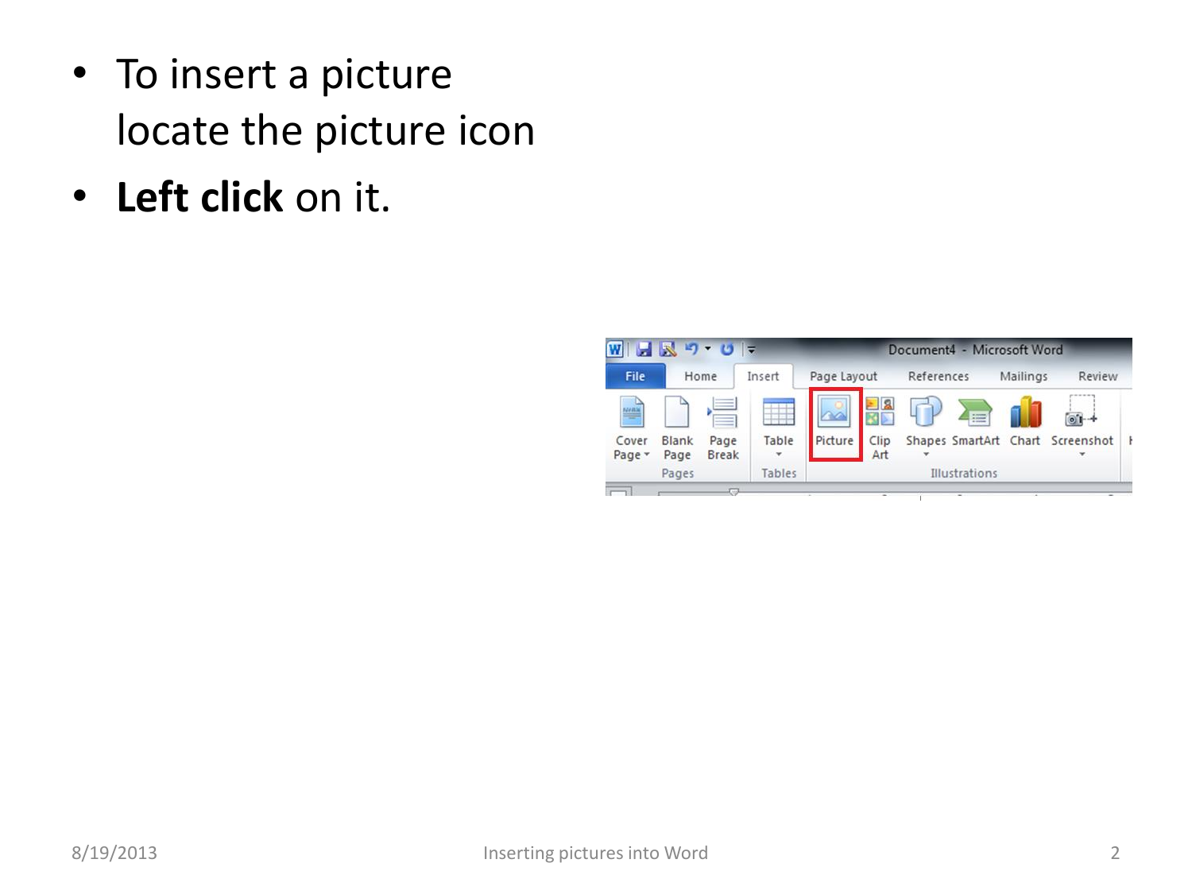- To insert a picture locate the picture icon
- **Left click** on it.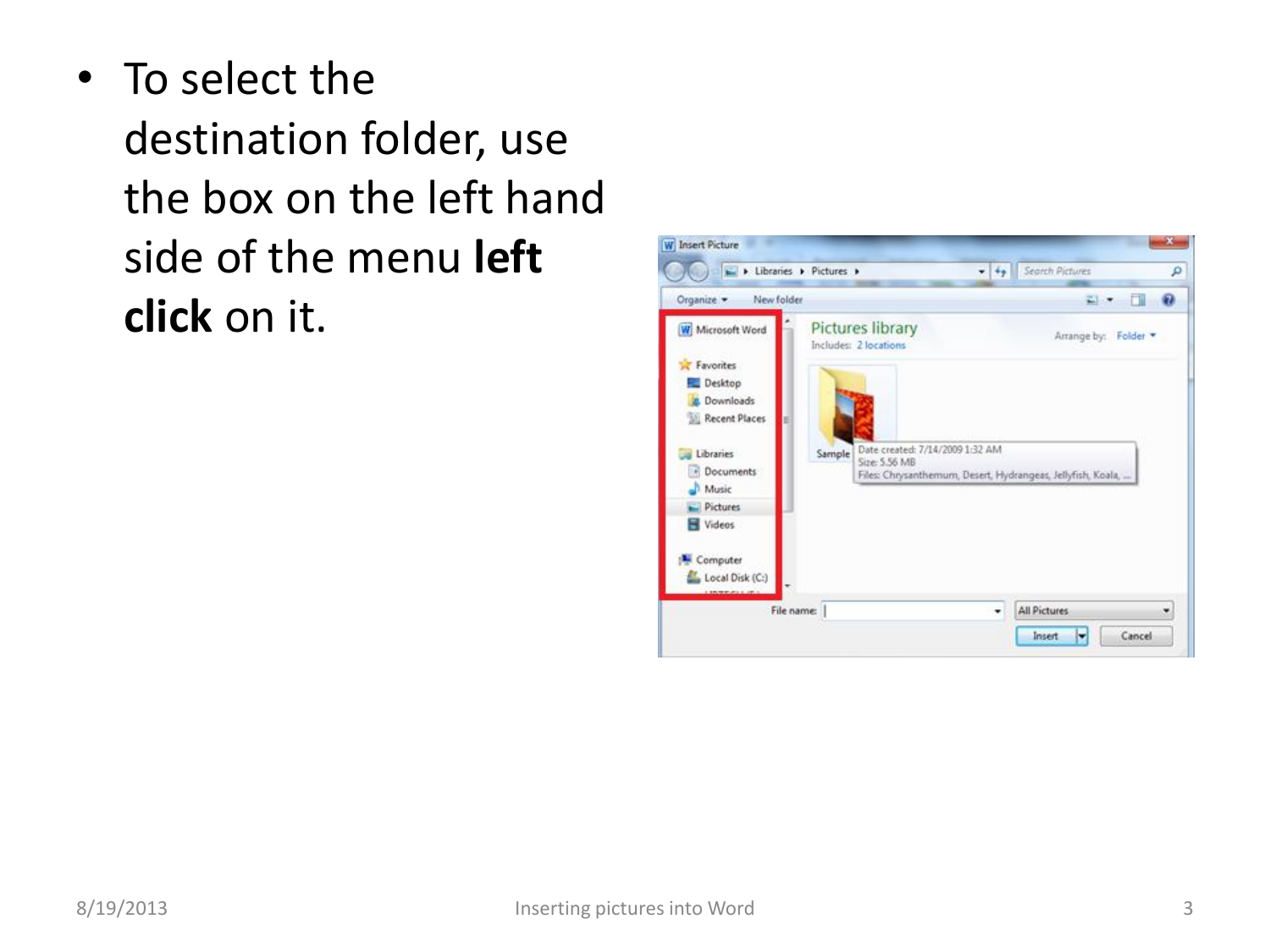- To select the destination folder, use the box on the left hand side of the menu **left click** on it.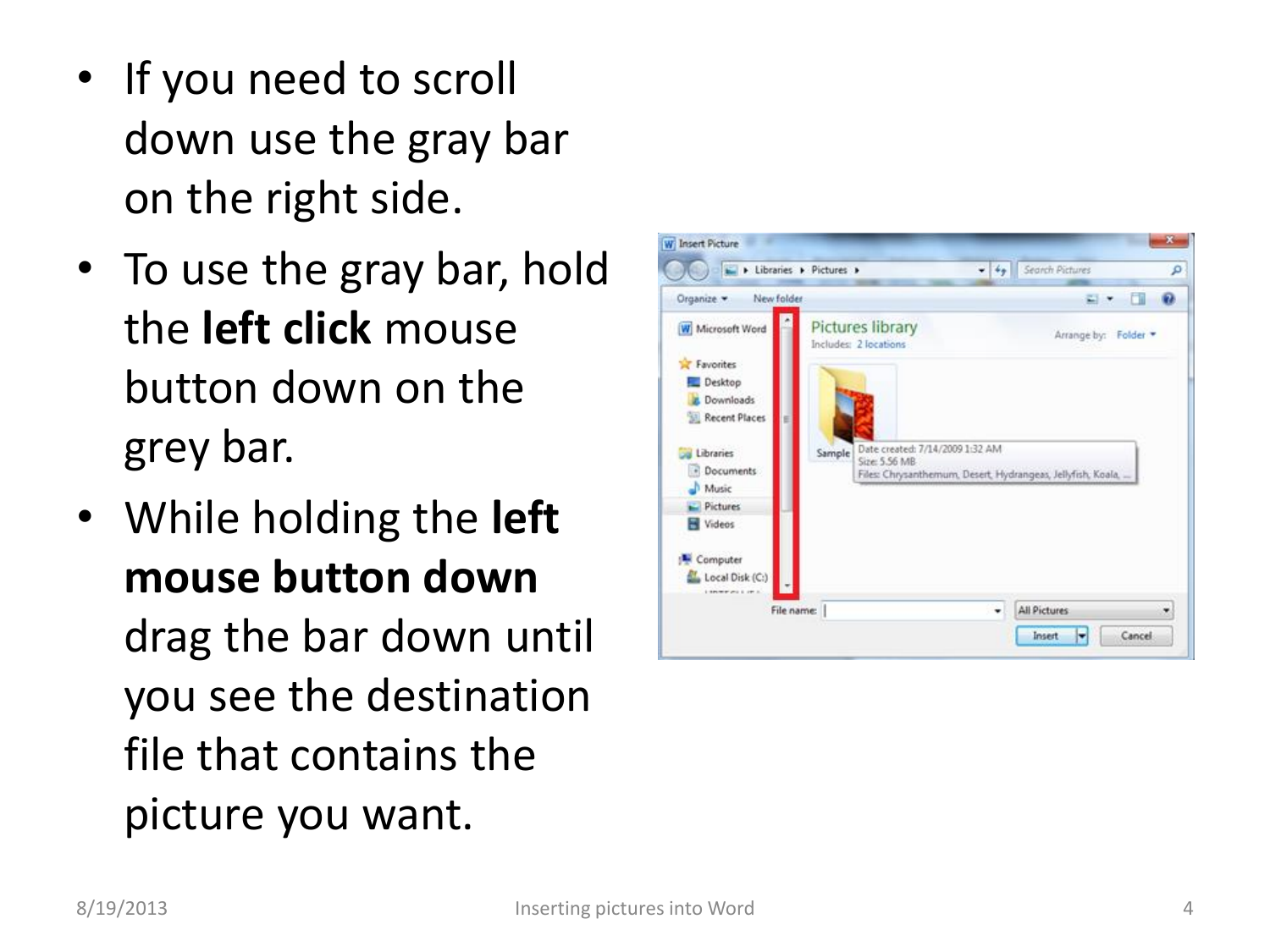- If you need to scroll down use the gray bar on the right side.
- To use the gray bar, hold the **left click** mouse button down on the grey bar.
- While holding the **left mouse button down** drag the bar down until you see the destination file that contains the picture you want.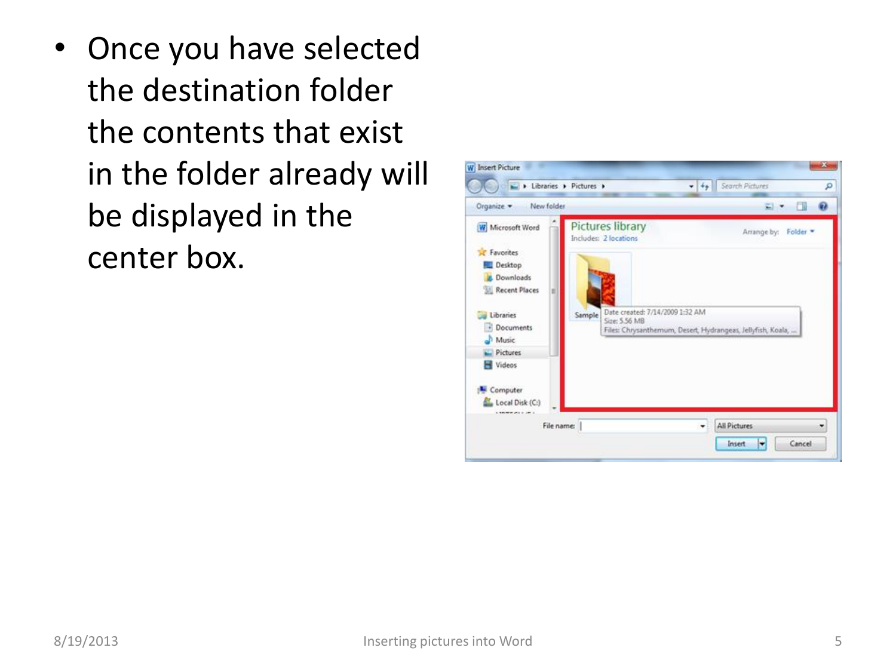- Once you have selected the destination folder the contents that exist in the folder already will be displayed in the center box.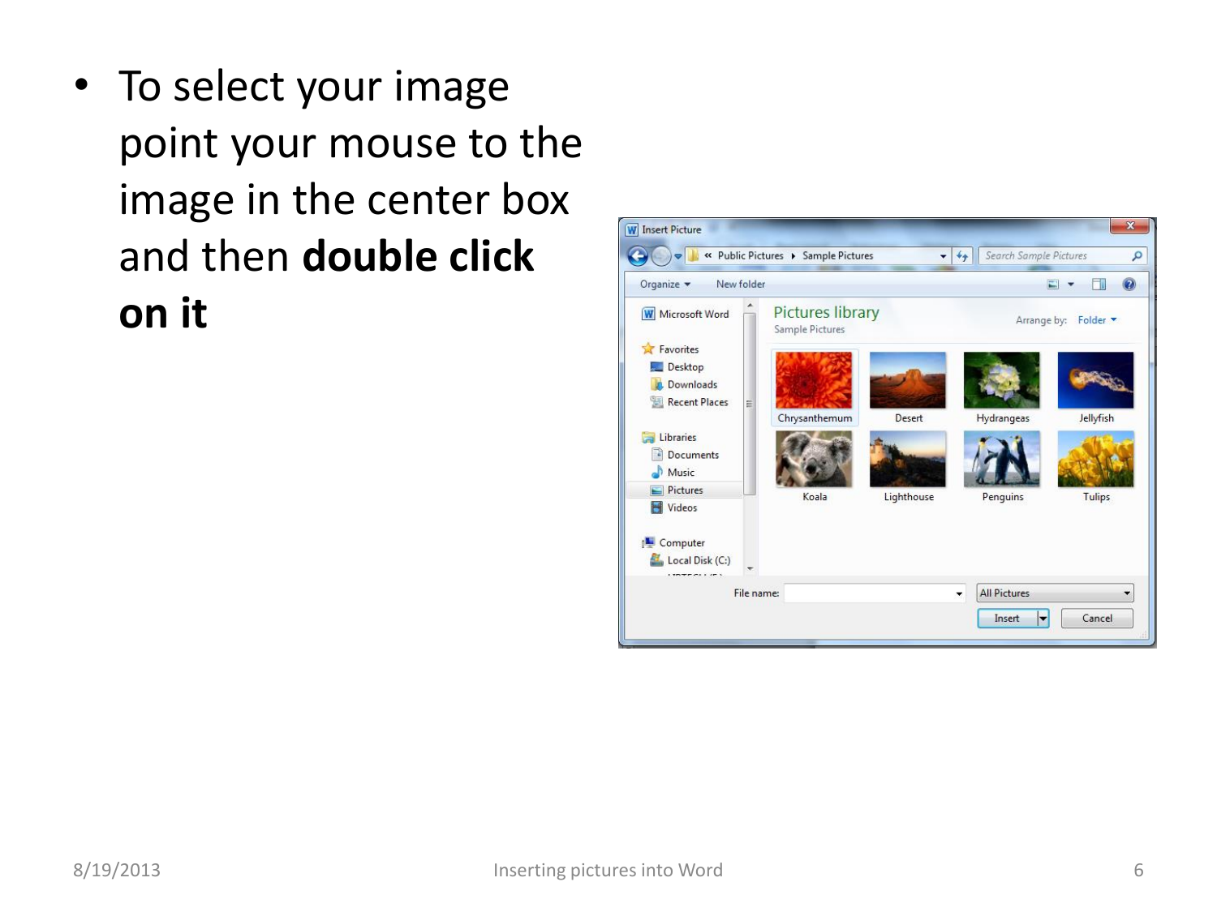- To select your image point your mouse to the image in the center box and then **double click on it**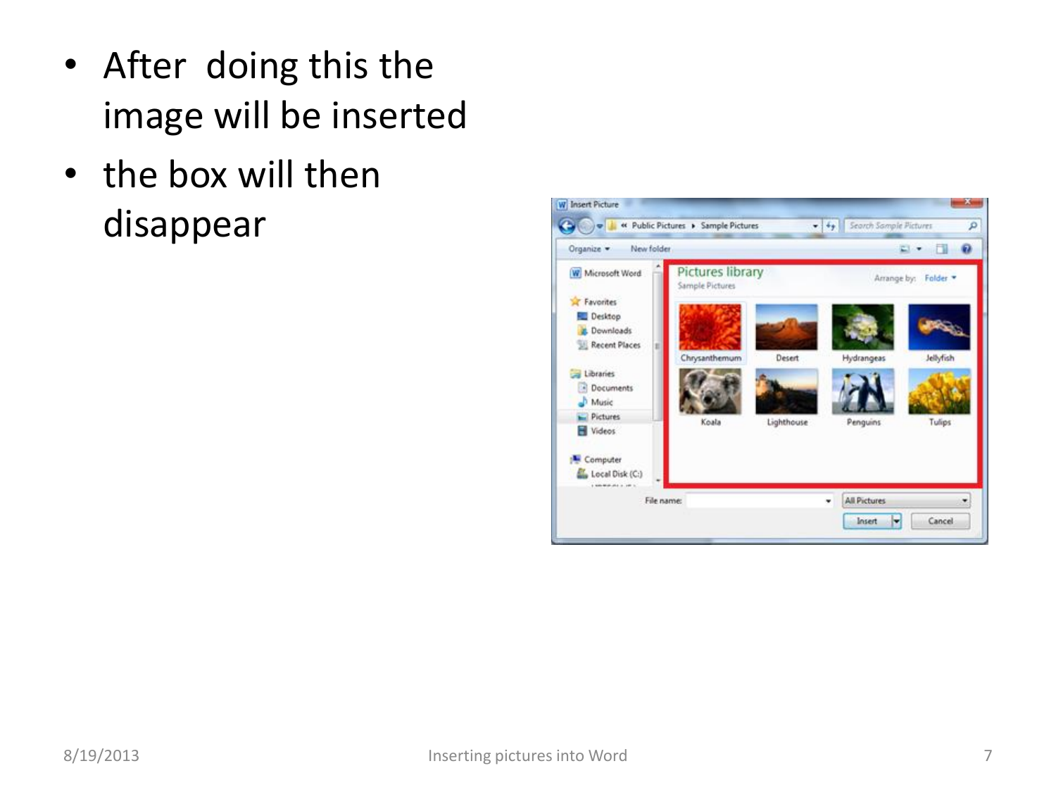- After doing this the image will be inserted
- the box will then disappear